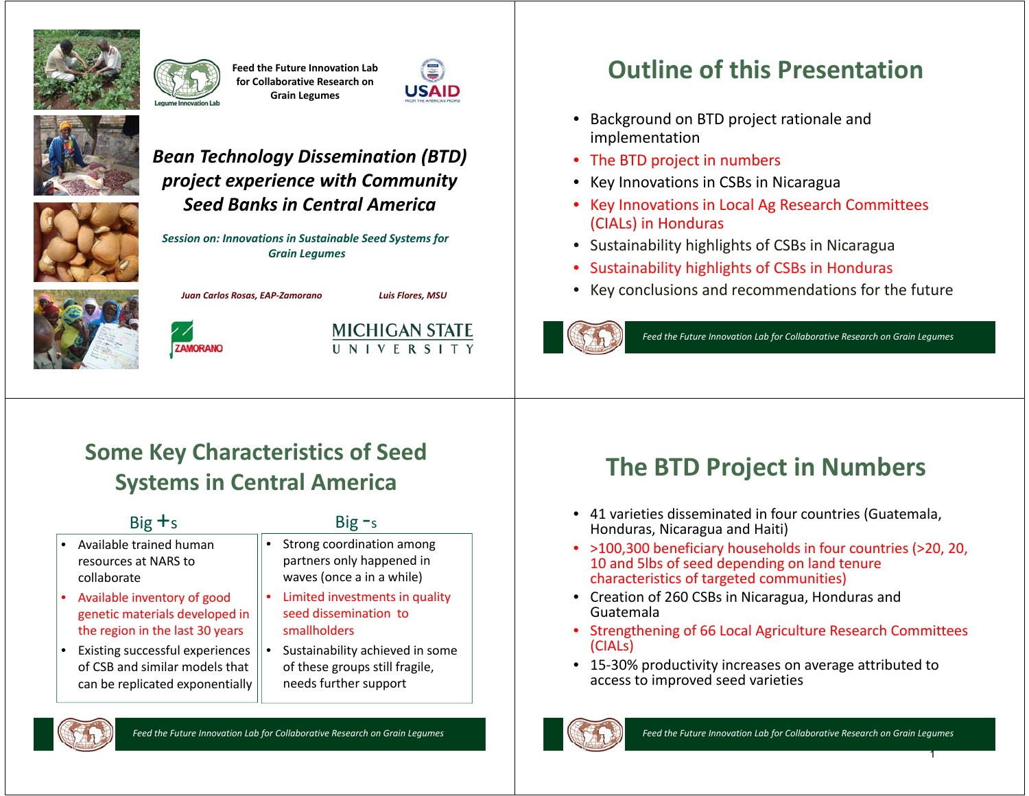Feed the Future Innovation Lab for Collaborative Research on Grain Legumes

# *Bean Technology Dissemination (BTD) project experience with Community Seed Banks in Central America*

***Session on: Innovations in Sustainable Seed Systems for Grain Legumes***

*Juan Carlos Rosas, EAP-Zamorano* — *Luis Flores, MSU*

## Outline of this Presentation

- Background on BTD project rationale and implementation
- The BTD project in numbers
- Key Innovations in CSBs in Nicaragua
- Key Innovations in Local Ag Research Committees (CIALs) in Honduras
- Sustainability highlights of CSBs in Nicaragua
- Sustainability highlights of CSBs in Honduras
- Key conclusions and recommendations for the future

## Some Key Characteristics of Seed Systems in Central America

| Big +s | Big -s |
| --- | --- |
| Available trained human resources at NARS to collaborate | Strong coordination among partners only happened in waves (once a in a while) |
| Available inventory of good genetic materials developed in the region in the last 30 years | Limited investments in quality seed dissemination to smallholders |
| Existing successful experiences of CSB and similar models that can be replicated exponentially | Sustainability achieved in some of these groups still fragile, needs further support |

## The BTD Project in Numbers

- 41 varieties disseminated in four countries (Guatemala, Honduras, Nicaragua and Haiti)
- >100,300 beneficiary households in four countries (>20, 20, 10 and 5lbs of seed depending on land tenure characteristics of targeted communities)
- Creation of 260 CSBs in Nicaragua, Honduras and Guatemala
- Strengthening of 66 Local Agriculture Research Committees (CIALs)
- 15-30% productivity increases on average attributed to access to improved seed varieties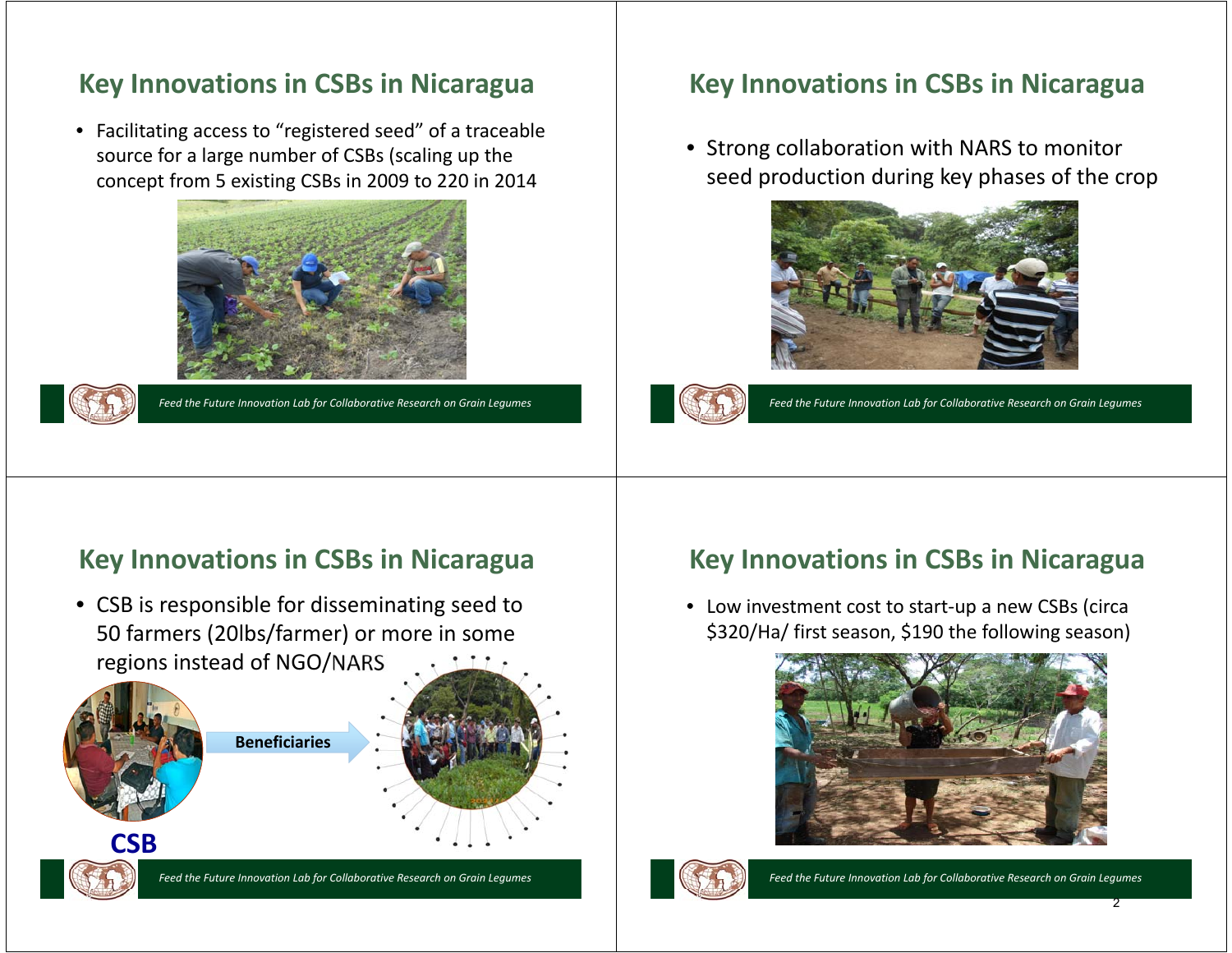## Key Innovations in CSBs in Nicaragua

- Facilitating access to "registered seed" of a traceable source for a large number of CSBs (scaling up the concept from 5 existing CSBs in 2009 to 220 in 2014

## Key Innovations in CSBs in Nicaragua

- Strong collaboration with NARS to monitor seed production during key phases of the crop

## Key Innovations in CSBs in Nicaragua

- CSB is responsible for disseminating seed to 50 farmers (20lbs/farmer) or more in some regions instead of NGO/NARS

Beneficiaries

**CSB**

## Key Innovations in CSBs in Nicaragua

- Low investment cost to start-up a new CSBs (circa $320/Ha/ first season, $190 the following season)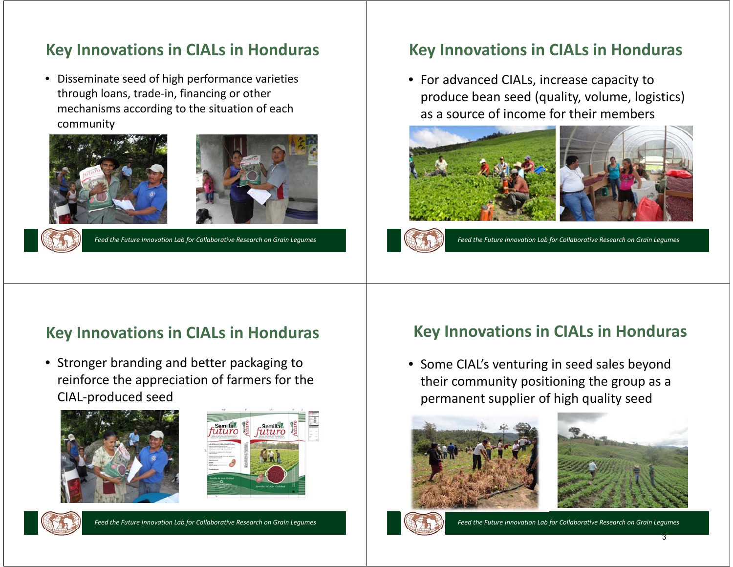## Key Innovations in CIALs in Honduras

- Disseminate seed of high performance varieties through loans, trade-in, financing or other mechanisms according to the situation of each community

*Feed the Future Innovation Lab for Collaborative Research on Grain Legumes*

## Key Innovations in CIALs in Honduras

- For advanced CIALs, increase capacity to produce bean seed (quality, volume, logistics) as a source of income for their members

*Feed the Future Innovation Lab for Collaborative Research on Grain Legumes*

## Key Innovations in CIALs in Honduras

- Stronger branding and better packaging to reinforce the appreciation of farmers for the CIAL-produced seed

*Feed the Future Innovation Lab for Collaborative Research on Grain Legumes*

## Key Innovations in CIALs in Honduras

- Some CIAL's venturing in seed sales beyond their community positioning the group as a permanent supplier of high quality seed

*Feed the Future Innovation Lab for Collaborative Research on Grain Legumes*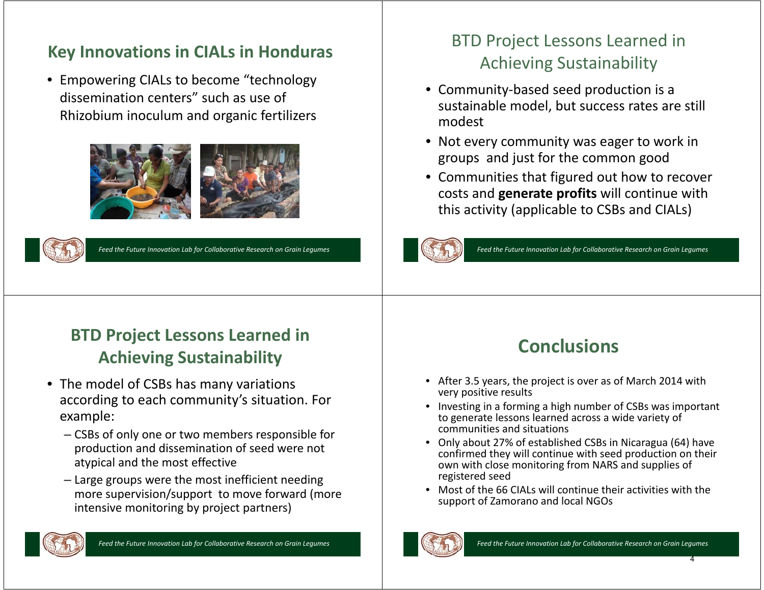## Key Innovations in CIALs in Honduras

- Empowering CIALs to become "technology dissemination centers" such as use of Rhizobium inoculum and organic fertilizers

## BTD Project Lessons Learned in Achieving Sustainability

- Community-based seed production is a sustainable model, but success rates are still modest
- Not every community was eager to work in groups and just for the common good
- Communities that figured out how to recover costs and **generate profits** will continue with this activity (applicable to CSBs and CIALs)

## BTD Project Lessons Learned in Achieving Sustainability

- The model of CSBs has many variations according to each community's situation. For example:
  - CSBs of only one or two members responsible for production and dissemination of seed were not atypical and the most effective
  - Large groups were the most inefficient needing more supervision/support to move forward (more intensive monitoring by project partners)

## Conclusions

- After 3.5 years, the project is over as of March 2014 with very positive results
- Investing in a forming a high number of CSBs was important to generate lessons learned across a wide variety of communities and situations
- Only about 27% of established CSBs in Nicaragua (64) have confirmed they will continue with seed production on their own with close monitoring from NARS and supplies of registered seed
- Most of the 66 CIALs will continue their activities with the support of Zamorano and local NGOs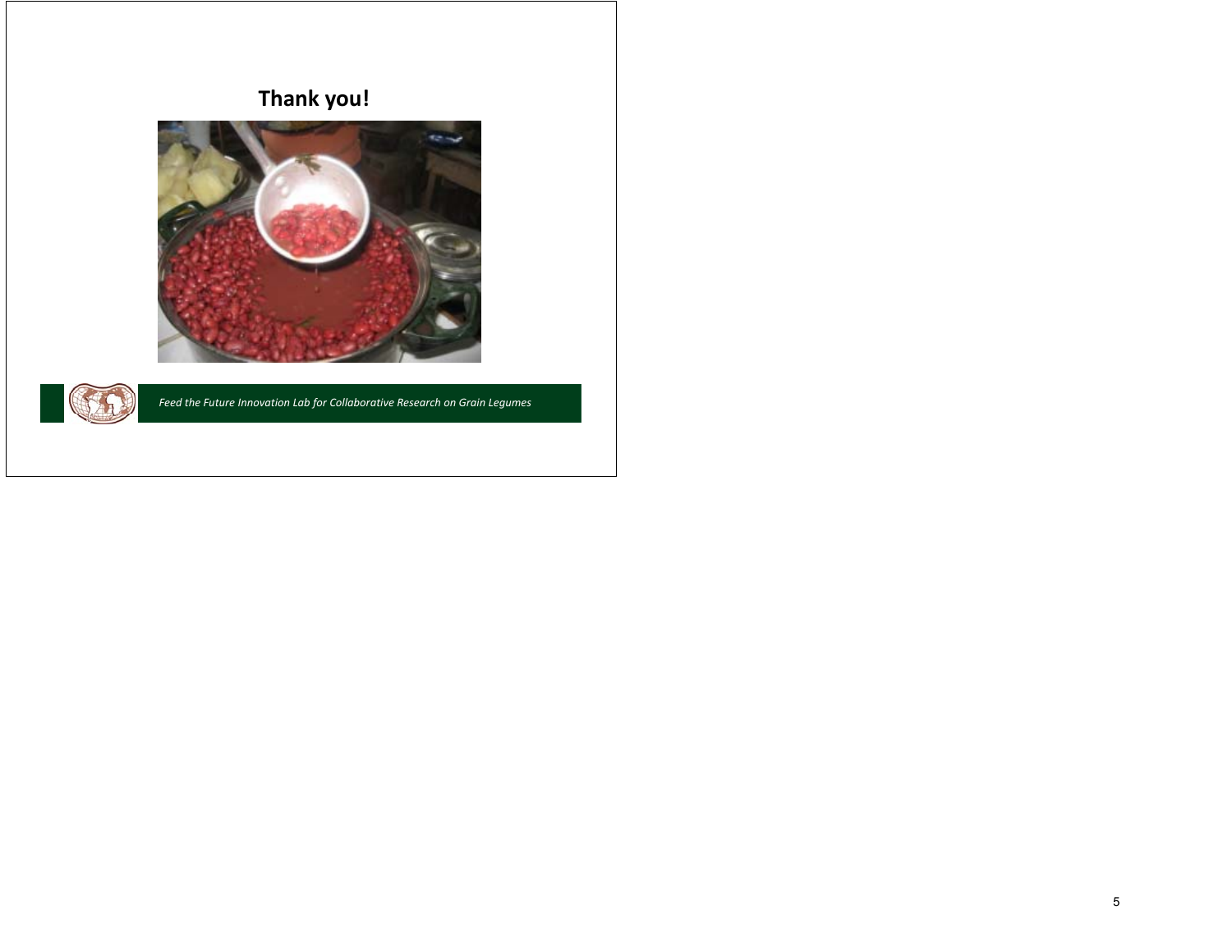# Thank you!

*Feed the Future Innovation Lab for Collaborative Research on Grain Legumes*